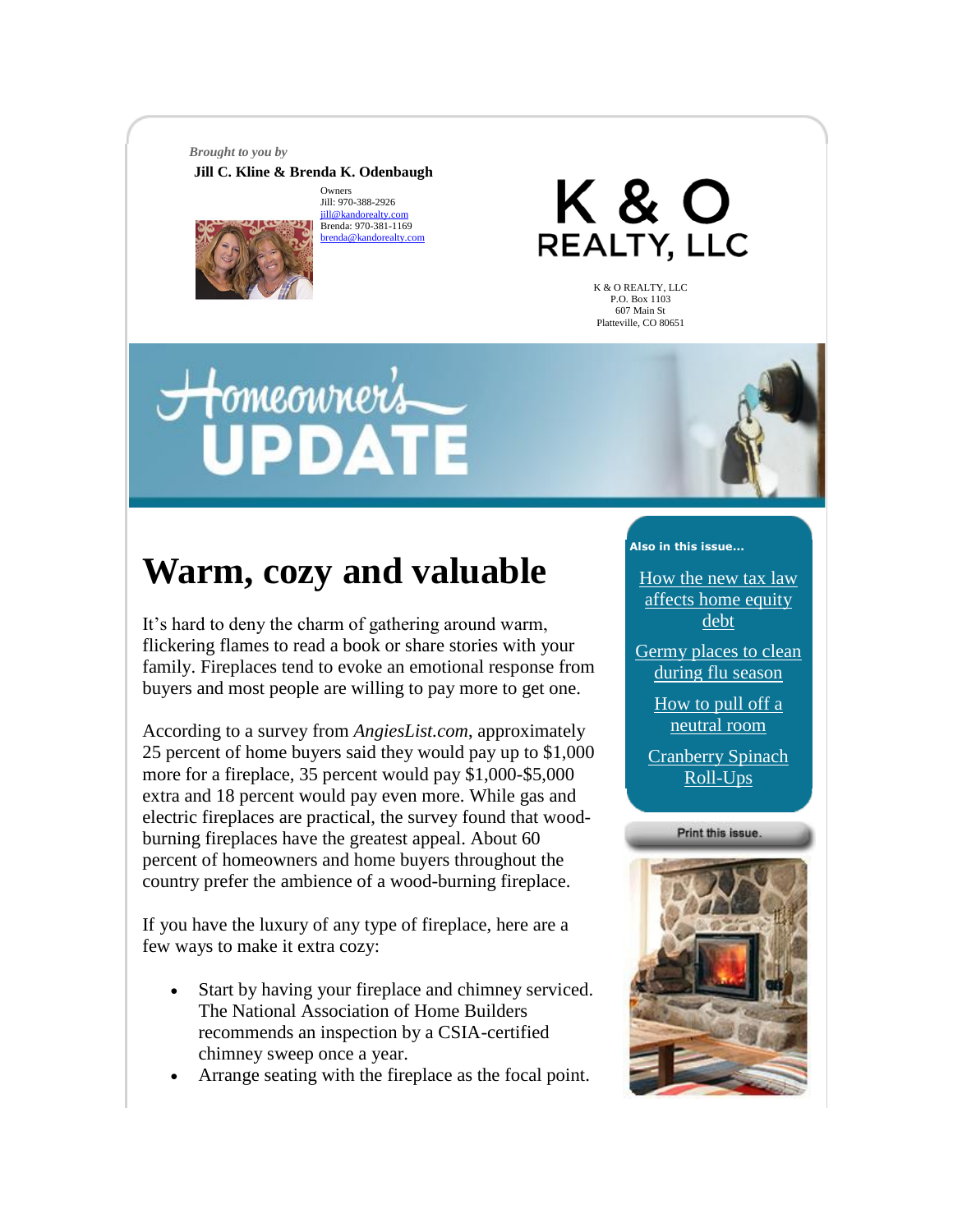*Brought to you by*

**Jill C. Kline & Brenda K. Odenbaugh**

Owners
Jill: 970-388-2926
jill@kandorealty.com
Brenda: 970-381-1169
brenda@kandorealty.com

K & O REALTY, LLC

K & O REALTY, LLC
P.O. Box 1103
607 Main St
Platteville, CO 80651

Homeowner's UPDATE

# Warm, cozy and valuable

It's hard to deny the charm of gathering around warm, flickering flames to read a book or share stories with your family. Fireplaces tend to evoke an emotional response from buyers and most people are willing to pay more to get one.

According to a survey from *AngiesList.com*, approximately 25 percent of home buyers said they would pay up to $1,000 more for a fireplace, 35 percent would pay $1,000-$5,000 extra and 18 percent would pay even more. While gas and electric fireplaces are practical, the survey found that wood-burning fireplaces have the greatest appeal. About 60 percent of homeowners and home buyers throughout the country prefer the ambience of a wood-burning fireplace.

If you have the luxury of any type of fireplace, here are a few ways to make it extra cozy:

- Start by having your fireplace and chimney serviced. The National Association of Home Builders recommends an inspection by a CSIA-certified chimney sweep once a year.
- Arrange seating with the fireplace as the focal point.

**Also in this issue...**

- How the new tax law affects home equity debt
- Germy places to clean during flu season
- How to pull off a neutral room
- Cranberry Spinach Roll-Ups

Print this issue.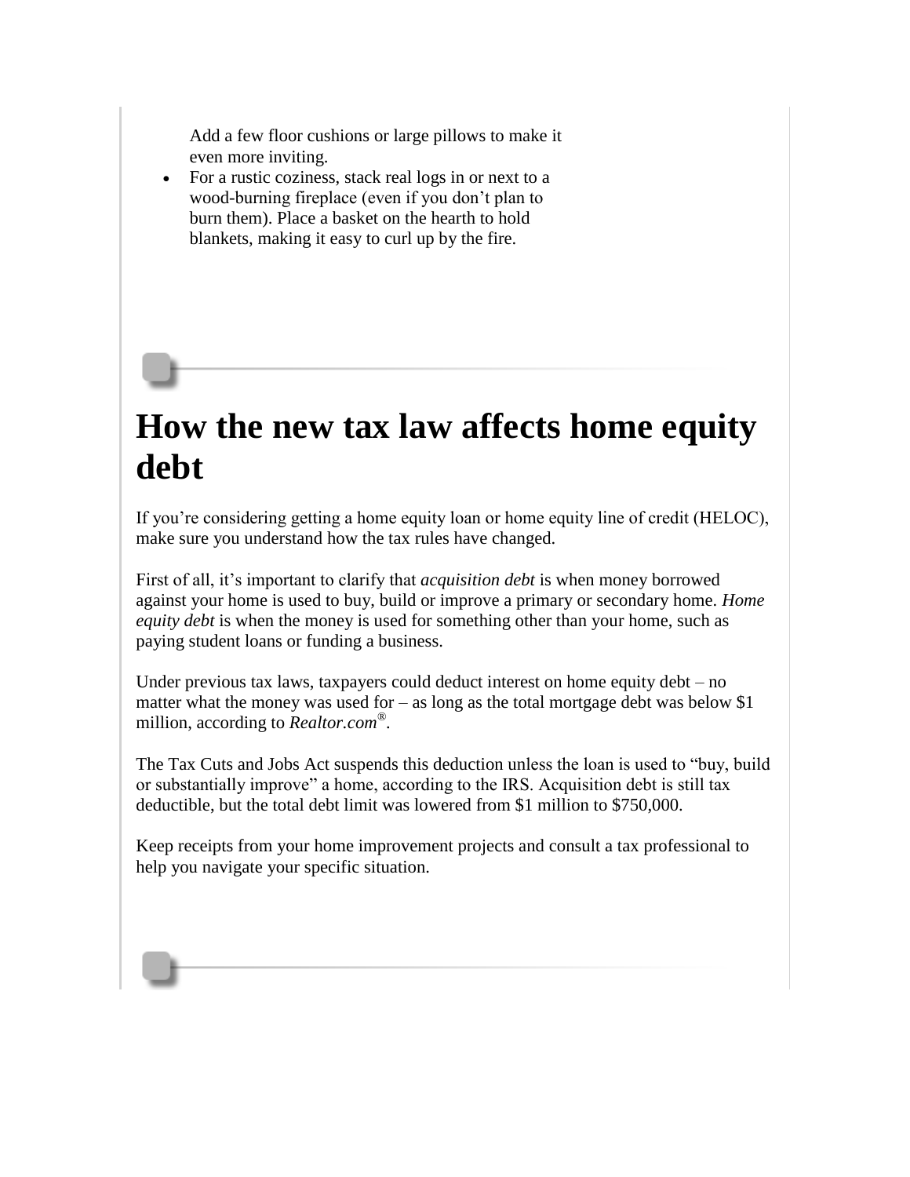Add a few floor cushions or large pillows to make it even more inviting.

- For a rustic coziness, stack real logs in or next to a wood-burning fireplace (even if you don't plan to burn them). Place a basket on the hearth to hold blankets, making it easy to curl up by the fire.

# How the new tax law affects home equity debt

If you're considering getting a home equity loan or home equity line of credit (HELOC), make sure you understand how the tax rules have changed.

First of all, it's important to clarify that *acquisition debt* is when money borrowed against your home is used to buy, build or improve a primary or secondary home. *Home equity debt* is when the money is used for something other than your home, such as paying student loans or funding a business.

Under previous tax laws, taxpayers could deduct interest on home equity debt – no matter what the money was used for – as long as the total mortgage debt was below $1 million, according to *Realtor.com*®.

The Tax Cuts and Jobs Act suspends this deduction unless the loan is used to "buy, build or substantially improve" a home, according to the IRS. Acquisition debt is still tax deductible, but the total debt limit was lowered from $1 million to $750,000.

Keep receipts from your home improvement projects and consult a tax professional to help you navigate your specific situation.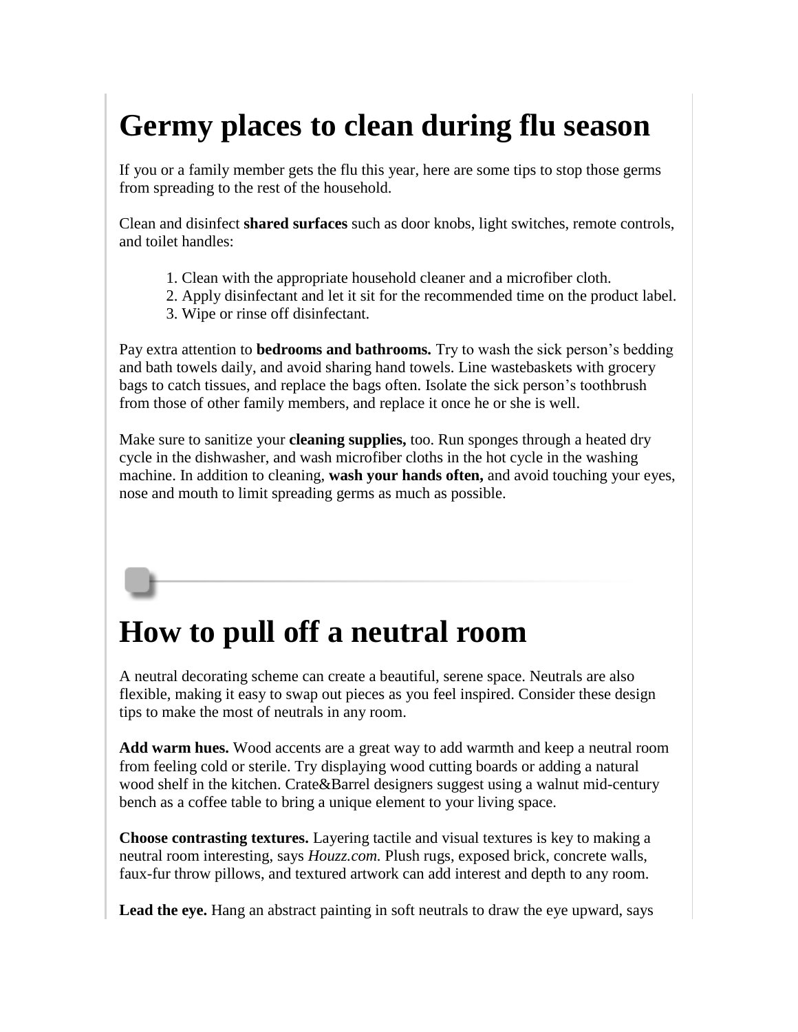# Germy places to clean during flu season

If you or a family member gets the flu this year, here are some tips to stop those germs from spreading to the rest of the household.

Clean and disinfect **shared surfaces** such as door knobs, light switches, remote controls, and toilet handles:

1. Clean with the appropriate household cleaner and a microfiber cloth.
2. Apply disinfectant and let it sit for the recommended time on the product label.
3. Wipe or rinse off disinfectant.

Pay extra attention to **bedrooms and bathrooms.** Try to wash the sick person's bedding and bath towels daily, and avoid sharing hand towels. Line wastebaskets with grocery bags to catch tissues, and replace the bags often. Isolate the sick person's toothbrush from those of other family members, and replace it once he or she is well.

Make sure to sanitize your **cleaning supplies,** too. Run sponges through a heated dry cycle in the dishwasher, and wash microfiber cloths in the hot cycle in the washing machine. In addition to cleaning, **wash your hands often,** and avoid touching your eyes, nose and mouth to limit spreading germs as much as possible.

# How to pull off a neutral room

A neutral decorating scheme can create a beautiful, serene space. Neutrals are also flexible, making it easy to swap out pieces as you feel inspired. Consider these design tips to make the most of neutrals in any room.

**Add warm hues.** Wood accents are a great way to add warmth and keep a neutral room from feeling cold or sterile. Try displaying wood cutting boards or adding a natural wood shelf in the kitchen. Crate&Barrel designers suggest using a walnut mid-century bench as a coffee table to bring a unique element to your living space.

**Choose contrasting textures.** Layering tactile and visual textures is key to making a neutral room interesting, says *Houzz.com.* Plush rugs, exposed brick, concrete walls, faux-fur throw pillows, and textured artwork can add interest and depth to any room.

**Lead the eye.** Hang an abstract painting in soft neutrals to draw the eye upward, says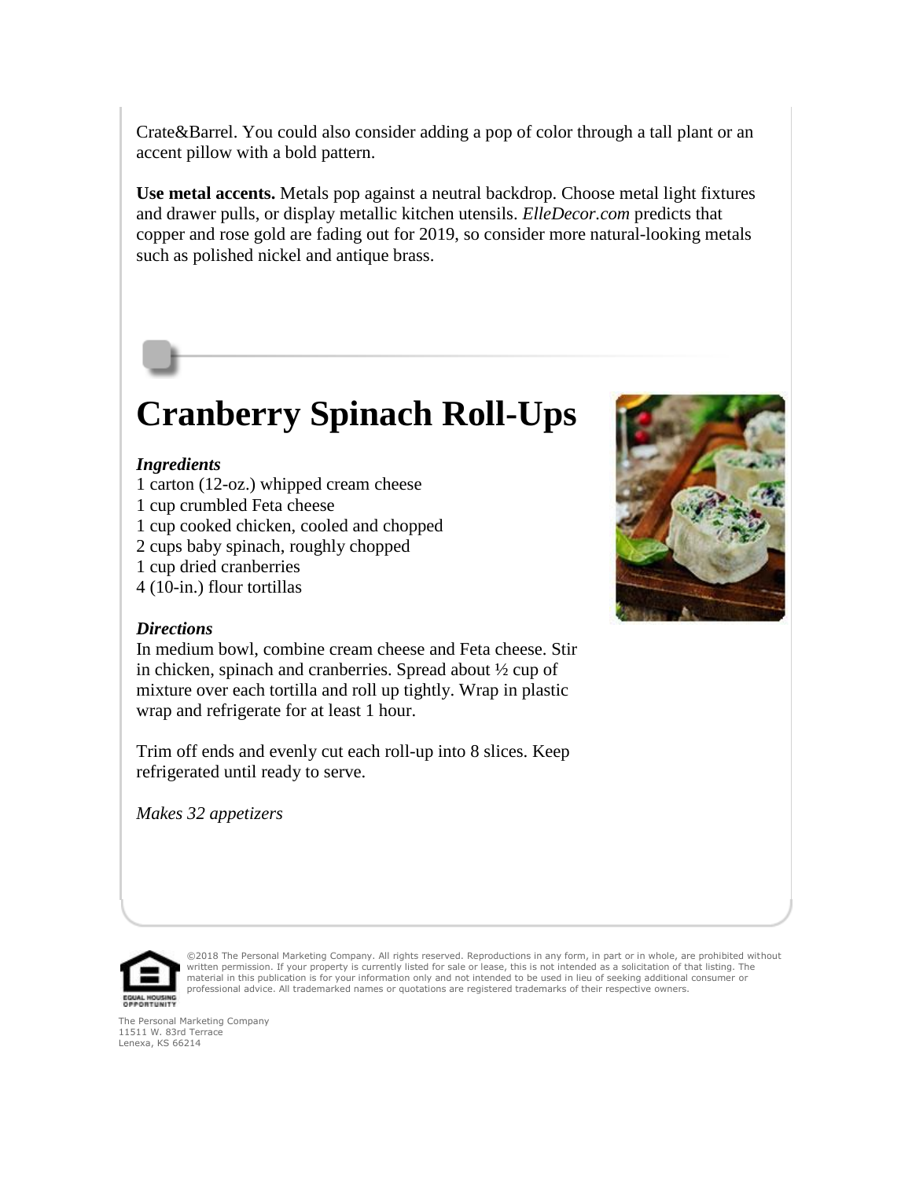Crate&Barrel. You could also consider adding a pop of color through a tall plant or an accent pillow with a bold pattern.

**Use metal accents.** Metals pop against a neutral backdrop. Choose metal light fixtures and drawer pulls, or display metallic kitchen utensils. *ElleDecor.com* predicts that copper and rose gold are fading out for 2019, so consider more natural-looking metals such as polished nickel and antique brass.

# Cranberry Spinach Roll-Ups

***Ingredients***

1 carton (12-oz.) whipped cream cheese
1 cup crumbled Feta cheese
1 cup cooked chicken, cooled and chopped
2 cups baby spinach, roughly chopped
1 cup dried cranberries
4 (10-in.) flour tortillas

***Directions***

In medium bowl, combine cream cheese and Feta cheese. Stir in chicken, spinach and cranberries. Spread about ½ cup of mixture over each tortilla and roll up tightly. Wrap in plastic wrap and refrigerate for at least 1 hour.

Trim off ends and evenly cut each roll-up into 8 slices. Keep refrigerated until ready to serve.

*Makes 32 appetizers*

©2018 The Personal Marketing Company. All rights reserved. Reproductions in any form, in part or in whole, are prohibited without written permission. If your property is currently listed for sale or lease, this is not intended as a solicitation of that listing. The material in this publication is for your information only and not intended to be used in lieu of seeking additional consumer or professional advice. All trademarked names or quotations are registered trademarks of their respective owners.

The Personal Marketing Company
11511 W. 83rd Terrace
Lenexa, KS 66214